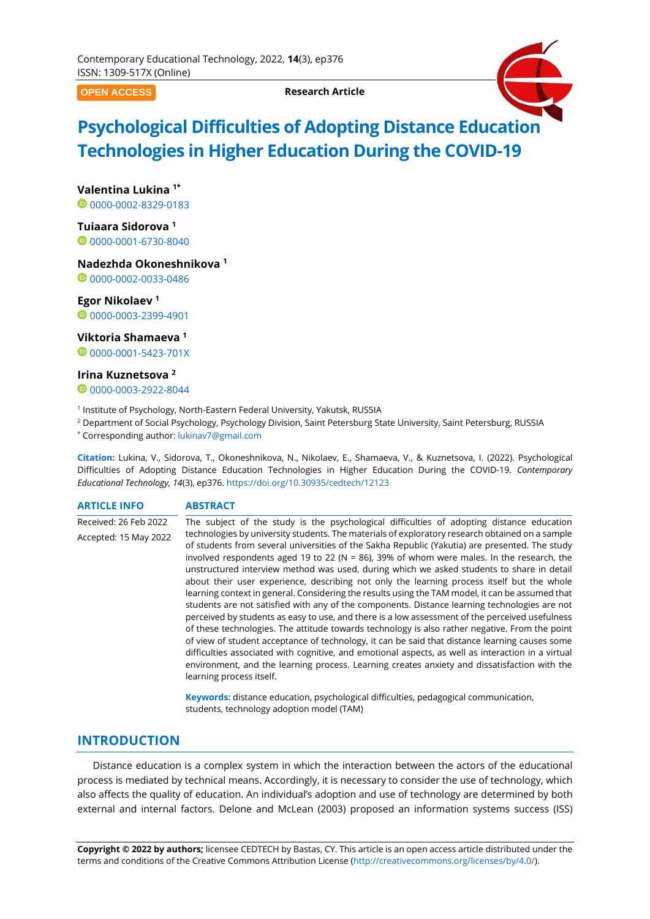Contemporary Educational Technology, 2022, **14**(3), ep376
ISSN: 1309-517X (Online)

OPEN ACCESS

**Research Article**

# Psychological Difficulties of Adopting Distance Education Technologies in Higher Education During the COVID-19

**Valentina Lukina** [1*]
0000-0002-8329-0183

**Tuiaara Sidorova** [1]
0000-0001-6730-8040

**Nadezhda Okoneshnikova** [1]
0000-0002-0033-0486

**Egor Nikolaev** [1]
0000-0003-2399-4901

**Viktoria Shamaeva** [1]
0000-0001-5423-701X

**Irina Kuznetsova** [2]
0000-0003-2922-8044

[1] Institute of Psychology, North-Eastern Federal University, Yakutsk, RUSSIA
[2] Department of Social Psychology, Psychology Division, Saint Petersburg State University, Saint Petersburg, RUSSIA
[*] Corresponding author: lukinav7@gmail.com

**Citation:** Lukina, V., Sidorova, T., Okoneshnikova, N., Nikolaev, E., Shamaeva, V., & Kuznetsova, I. (2022). Psychological Difficulties of Adopting Distance Education Technologies in Higher Education During the COVID-19. *Contemporary Educational Technology, 14*(3), ep376. https://doi.org/10.30935/cedtech/12123

**ARTICLE INFO**

Received: 26 Feb 2022
Accepted: 15 May 2022

**ABSTRACT**

The subject of the study is the psychological difficulties of adopting distance education technologies by university students. The materials of exploratory research obtained on a sample of students from several universities of the Sakha Republic (Yakutia) are presented. The study involved respondents aged 19 to 22 (N = 86), 39% of whom were males. In the research, the unstructured interview method was used, during which we asked students to share in detail about their user experience, describing not only the learning process itself but the whole learning context in general. Considering the results using the TAM model, it can be assumed that students are not satisfied with any of the components. Distance learning technologies are not perceived by students as easy to use, and there is a low assessment of the perceived usefulness of these technologies. The attitude towards technology is also rather negative. From the point of view of student acceptance of technology, it can be said that distance learning causes some difficulties associated with cognitive, and emotional aspects, as well as interaction in a virtual environment, and the learning process. Learning creates anxiety and dissatisfaction with the learning process itself.

**Keywords:** distance education, psychological difficulties, pedagogical communication, students, technology adoption model (TAM)

## INTRODUCTION

Distance education is a complex system in which the interaction between the actors of the educational process is mediated by technical means. Accordingly, it is necessary to consider the use of technology, which also affects the quality of education. An individual's adoption and use of technology are determined by both external and internal factors. Delone and McLean (2003) proposed an information systems success (ISS)

**Copyright © 2022 by authors;** licensee CEDTECH by Bastas, CY. This article is an open access article distributed under the terms and conditions of the Creative Commons Attribution License (http://creativecommons.org/licenses/by/4.0/).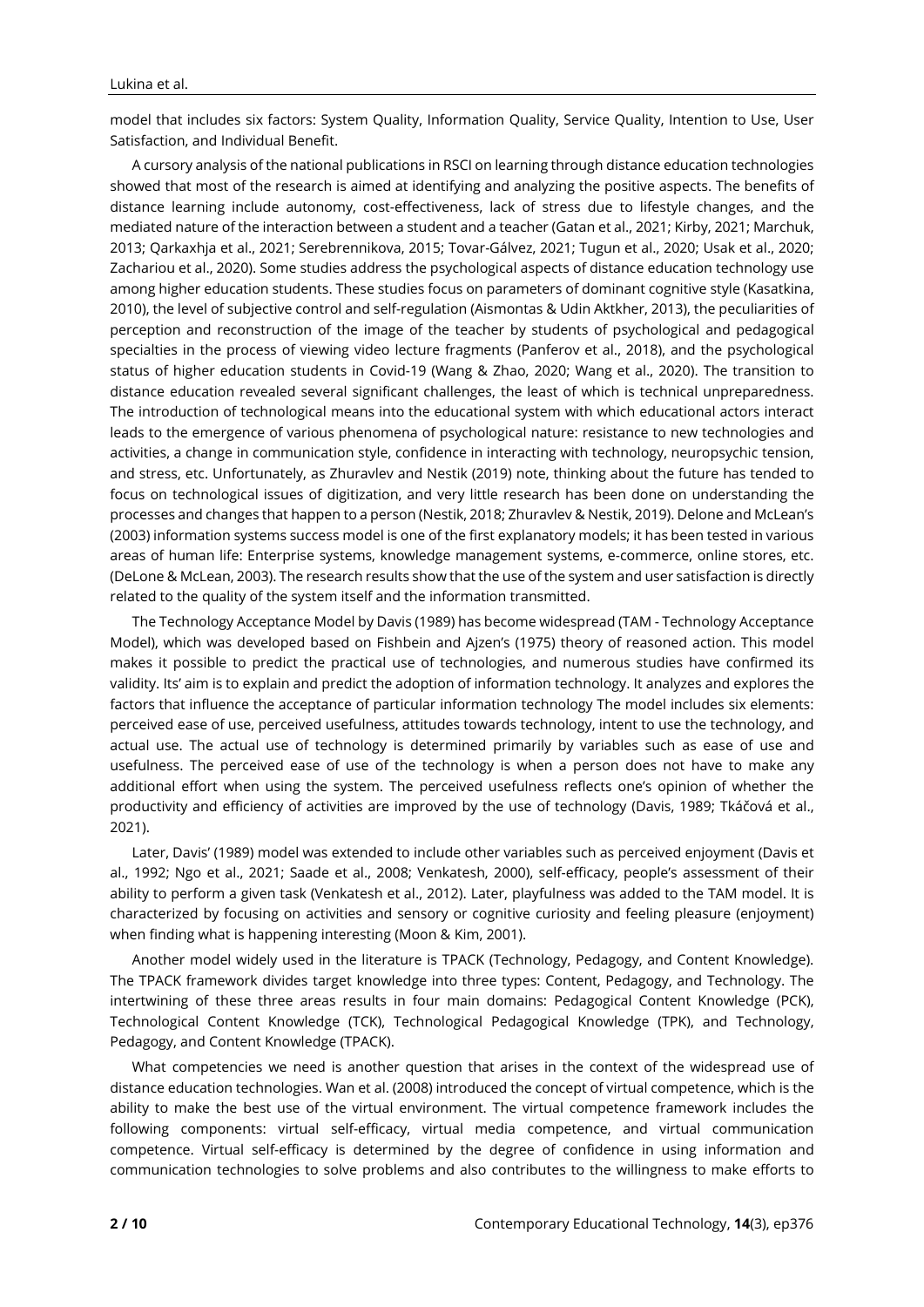model that includes six factors: System Quality, Information Quality, Service Quality, Intention to Use, User Satisfaction, and Individual Benefit.

A cursory analysis of the national publications in RSCI on learning through distance education technologies showed that most of the research is aimed at identifying and analyzing the positive aspects. The benefits of distance learning include autonomy, cost-effectiveness, lack of stress due to lifestyle changes, and the mediated nature of the interaction between a student and a teacher (Gatan et al., 2021; Kirby, 2021; Marchuk, 2013; Qarkaxhja et al., 2021; Serebrennikova, 2015; Tovar-Gálvez, 2021; Tugun et al., 2020; Usak et al., 2020; Zachariou et al., 2020). Some studies address the psychological aspects of distance education technology use among higher education students. These studies focus on parameters of dominant cognitive style (Kasatkina, 2010), the level of subjective control and self-regulation (Aismontas & Udin Aktkher, 2013), the peculiarities of perception and reconstruction of the image of the teacher by students of psychological and pedagogical specialties in the process of viewing video lecture fragments (Panferov et al., 2018), and the psychological status of higher education students in Covid-19 (Wang & Zhao, 2020; Wang et al., 2020). The transition to distance education revealed several significant challenges, the least of which is technical unpreparedness. The introduction of technological means into the educational system with which educational actors interact leads to the emergence of various phenomena of psychological nature: resistance to new technologies and activities, a change in communication style, confidence in interacting with technology, neuropsychic tension, and stress, etc. Unfortunately, as Zhuravlev and Nestik (2019) note, thinking about the future has tended to focus on technological issues of digitization, and very little research has been done on understanding the processes and changes that happen to a person (Nestik, 2018; Zhuravlev & Nestik, 2019). Delone and McLean's (2003) information systems success model is one of the first explanatory models; it has been tested in various areas of human life: Enterprise systems, knowledge management systems, e-commerce, online stores, etc. (DeLone & McLean, 2003). The research results show that the use of the system and user satisfaction is directly related to the quality of the system itself and the information transmitted.

The Technology Acceptance Model by Davis (1989) has become widespread (TAM - Technology Acceptance Model), which was developed based on Fishbein and Ajzen's (1975) theory of reasoned action. This model makes it possible to predict the practical use of technologies, and numerous studies have confirmed its validity. Its' aim is to explain and predict the adoption of information technology. It analyzes and explores the factors that influence the acceptance of particular information technology The model includes six elements: perceived ease of use, perceived usefulness, attitudes towards technology, intent to use the technology, and actual use. The actual use of technology is determined primarily by variables such as ease of use and usefulness. The perceived ease of use of the technology is when a person does not have to make any additional effort when using the system. The perceived usefulness reflects one's opinion of whether the productivity and efficiency of activities are improved by the use of technology (Davis, 1989; Tkáčová et al., 2021).

Later, Davis' (1989) model was extended to include other variables such as perceived enjoyment (Davis et al., 1992; Ngo et al., 2021; Saade et al., 2008; Venkatesh, 2000), self-efficacy, people's assessment of their ability to perform a given task (Venkatesh et al., 2012). Later, playfulness was added to the TAM model. It is characterized by focusing on activities and sensory or cognitive curiosity and feeling pleasure (enjoyment) when finding what is happening interesting (Moon & Kim, 2001).

Another model widely used in the literature is TPACK (Technology, Pedagogy, and Content Knowledge). The TPACK framework divides target knowledge into three types: Content, Pedagogy, and Technology. The intertwining of these three areas results in four main domains: Pedagogical Content Knowledge (PCK), Technological Content Knowledge (TCK), Technological Pedagogical Knowledge (TPK), and Technology, Pedagogy, and Content Knowledge (TPACK).

What competencies we need is another question that arises in the context of the widespread use of distance education technologies. Wan et al. (2008) introduced the concept of virtual competence, which is the ability to make the best use of the virtual environment. The virtual competence framework includes the following components: virtual self-efficacy, virtual media competence, and virtual communication competence. Virtual self-efficacy is determined by the degree of confidence in using information and communication technologies to solve problems and also contributes to the willingness to make efforts to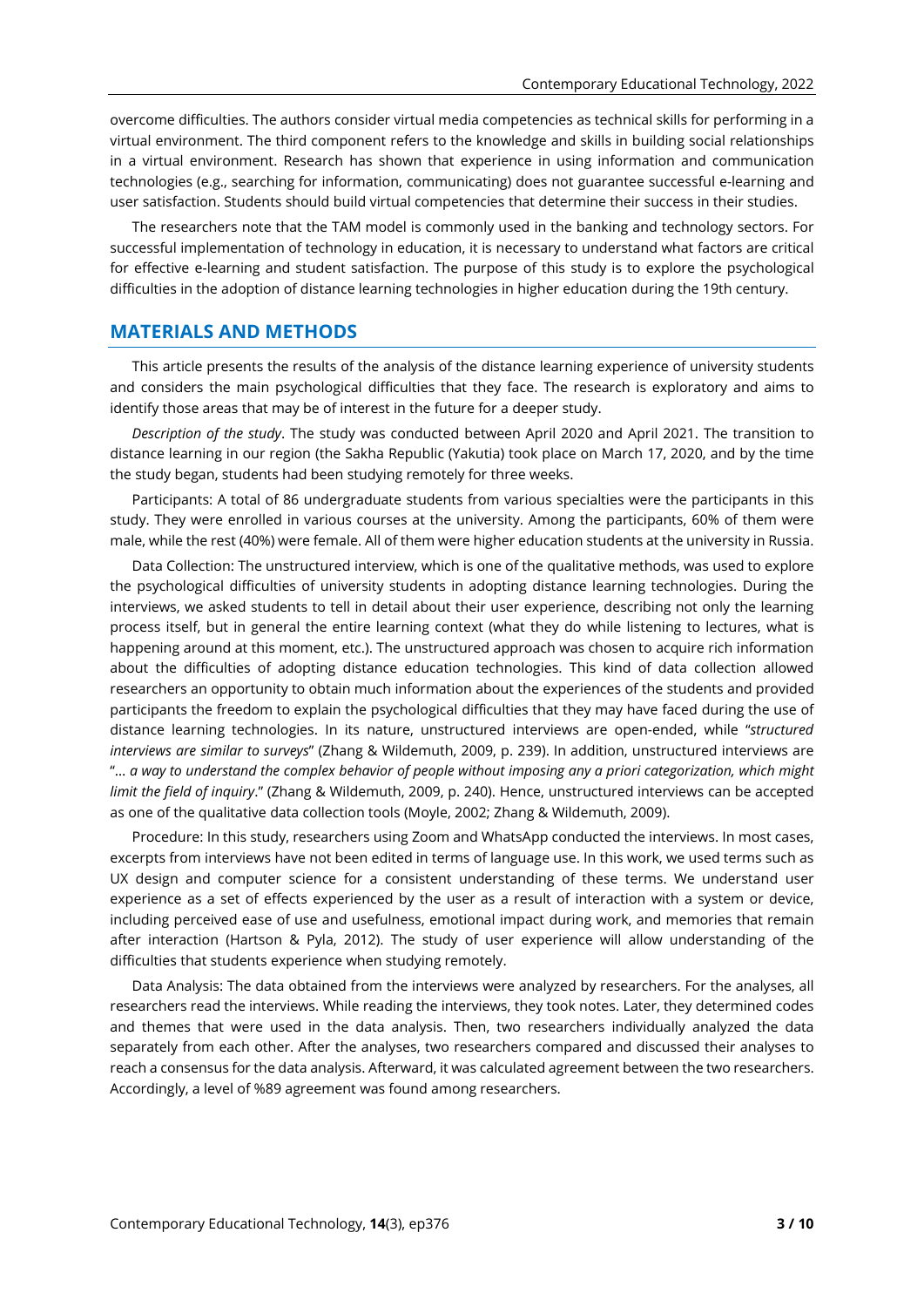overcome difficulties. The authors consider virtual media competencies as technical skills for performing in a virtual environment. The third component refers to the knowledge and skills in building social relationships in a virtual environment. Research has shown that experience in using information and communication technologies (e.g., searching for information, communicating) does not guarantee successful e-learning and user satisfaction. Students should build virtual competencies that determine their success in their studies.

The researchers note that the TAM model is commonly used in the banking and technology sectors. For successful implementation of technology in education, it is necessary to understand what factors are critical for effective e-learning and student satisfaction. The purpose of this study is to explore the psychological difficulties in the adoption of distance learning technologies in higher education during the 19th century.

## MATERIALS AND METHODS

This article presents the results of the analysis of the distance learning experience of university students and considers the main psychological difficulties that they face. The research is exploratory and aims to identify those areas that may be of interest in the future for a deeper study.

*Description of the study*. The study was conducted between April 2020 and April 2021. The transition to distance learning in our region (the Sakha Republic (Yakutia) took place on March 17, 2020, and by the time the study began, students had been studying remotely for three weeks.

Participants: A total of 86 undergraduate students from various specialties were the participants in this study. They were enrolled in various courses at the university. Among the participants, 60% of them were male, while the rest (40%) were female. All of them were higher education students at the university in Russia.

Data Collection: The unstructured interview, which is one of the qualitative methods, was used to explore the psychological difficulties of university students in adopting distance learning technologies. During the interviews, we asked students to tell in detail about their user experience, describing not only the learning process itself, but in general the entire learning context (what they do while listening to lectures, what is happening around at this moment, etc.). The unstructured approach was chosen to acquire rich information about the difficulties of adopting distance education technologies. This kind of data collection allowed researchers an opportunity to obtain much information about the experiences of the students and provided participants the freedom to explain the psychological difficulties that they may have faced during the use of distance learning technologies. In its nature, unstructured interviews are open-ended, while "*structured interviews are similar to surveys*" (Zhang & Wildemuth, 2009, p. 239). In addition, unstructured interviews are "*... a way to understand the complex behavior of people without imposing any a priori categorization, which might limit the field of inquiry*." (Zhang & Wildemuth, 2009, p. 240). Hence, unstructured interviews can be accepted as one of the qualitative data collection tools (Moyle, 2002; Zhang & Wildemuth, 2009).

Procedure: In this study, researchers using Zoom and WhatsApp conducted the interviews. In most cases, excerpts from interviews have not been edited in terms of language use. In this work, we used terms such as UX design and computer science for a consistent understanding of these terms. We understand user experience as a set of effects experienced by the user as a result of interaction with a system or device, including perceived ease of use and usefulness, emotional impact during work, and memories that remain after interaction (Hartson & Pyla, 2012). The study of user experience will allow understanding of the difficulties that students experience when studying remotely.

Data Analysis: The data obtained from the interviews were analyzed by researchers. For the analyses, all researchers read the interviews. While reading the interviews, they took notes. Later, they determined codes and themes that were used in the data analysis. Then, two researchers individually analyzed the data separately from each other. After the analyses, two researchers compared and discussed their analyses to reach a consensus for the data analysis. Afterward, it was calculated agreement between the two researchers. Accordingly, a level of %89 agreement was found among researchers.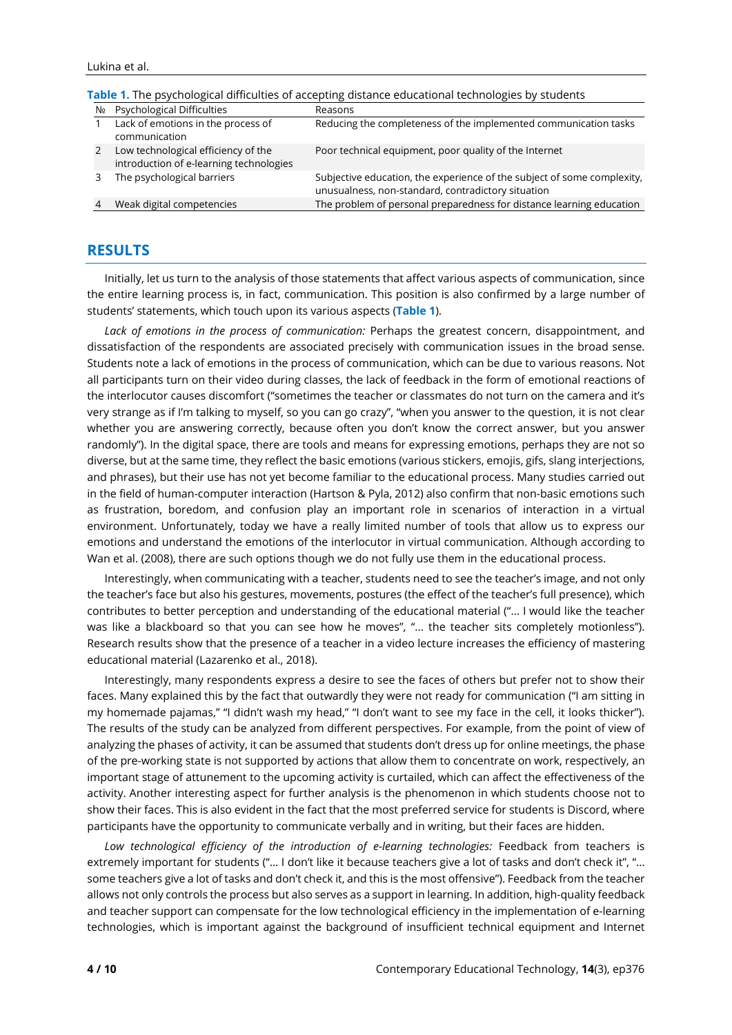**Table 1.** The psychological difficulties of accepting distance educational technologies by students

| № | Psychological Difficulties | Reasons |
|---|---|---|
| 1 | Lack of emotions in the process of communication | Reducing the completeness of the implemented communication tasks |
| 2 | Low technological efficiency of the introduction of e-learning technologies | Poor technical equipment, poor quality of the Internet |
| 3 | The psychological barriers | Subjective education, the experience of the subject of some complexity, unusualness, non-standard, contradictory situation |
| 4 | Weak digital competencies | The problem of personal preparedness for distance learning education |

## RESULTS

Initially, let us turn to the analysis of those statements that affect various aspects of communication, since the entire learning process is, in fact, communication. This position is also confirmed by a large number of students' statements, which touch upon its various aspects (**Table 1**).

*Lack of emotions in the process of communication:* Perhaps the greatest concern, disappointment, and dissatisfaction of the respondents are associated precisely with communication issues in the broad sense. Students note a lack of emotions in the process of communication, which can be due to various reasons. Not all participants turn on their video during classes, the lack of feedback in the form of emotional reactions of the interlocutor causes discomfort ("sometimes the teacher or classmates do not turn on the camera and it's very strange as if I'm talking to myself, so you can go crazy", "when you answer to the question, it is not clear whether you are answering correctly, because often you don't know the correct answer, but you answer randomly"). In the digital space, there are tools and means for expressing emotions, perhaps they are not so diverse, but at the same time, they reflect the basic emotions (various stickers, emojis, gifs, slang interjections, and phrases), but their use has not yet become familiar to the educational process. Many studies carried out in the field of human-computer interaction (Hartson & Pyla, 2012) also confirm that non-basic emotions such as frustration, boredom, and confusion play an important role in scenarios of interaction in a virtual environment. Unfortunately, today we have a really limited number of tools that allow us to express our emotions and understand the emotions of the interlocutor in virtual communication. Although according to Wan et al. (2008), there are such options though we do not fully use them in the educational process.

Interestingly, when communicating with a teacher, students need to see the teacher's image, and not only the teacher's face but also his gestures, movements, postures (the effect of the teacher's full presence), which contributes to better perception and understanding of the educational material ("... I would like the teacher was like a blackboard so that you can see how he moves", "... the teacher sits completely motionless"). Research results show that the presence of a teacher in a video lecture increases the efficiency of mastering educational material (Lazarenko et al., 2018).

Interestingly, many respondents express a desire to see the faces of others but prefer not to show their faces. Many explained this by the fact that outwardly they were not ready for communication ("I am sitting in my homemade pajamas," "I didn't wash my head," "I don't want to see my face in the cell, it looks thicker"). The results of the study can be analyzed from different perspectives. For example, from the point of view of analyzing the phases of activity, it can be assumed that students don't dress up for online meetings, the phase of the pre-working state is not supported by actions that allow them to concentrate on work, respectively, an important stage of attunement to the upcoming activity is curtailed, which can affect the effectiveness of the activity. Another interesting aspect for further analysis is the phenomenon in which students choose not to show their faces. This is also evident in the fact that the most preferred service for students is Discord, where participants have the opportunity to communicate verbally and in writing, but their faces are hidden.

*Low technological efficiency of the introduction of e-learning technologies:* Feedback from teachers is extremely important for students ("... I don't like it because teachers give a lot of tasks and don't check it", "... some teachers give a lot of tasks and don't check it, and this is the most offensive"). Feedback from the teacher allows not only controls the process but also serves as a support in learning. In addition, high-quality feedback and teacher support can compensate for the low technological efficiency in the implementation of e-learning technologies, which is important against the background of insufficient technical equipment and Internet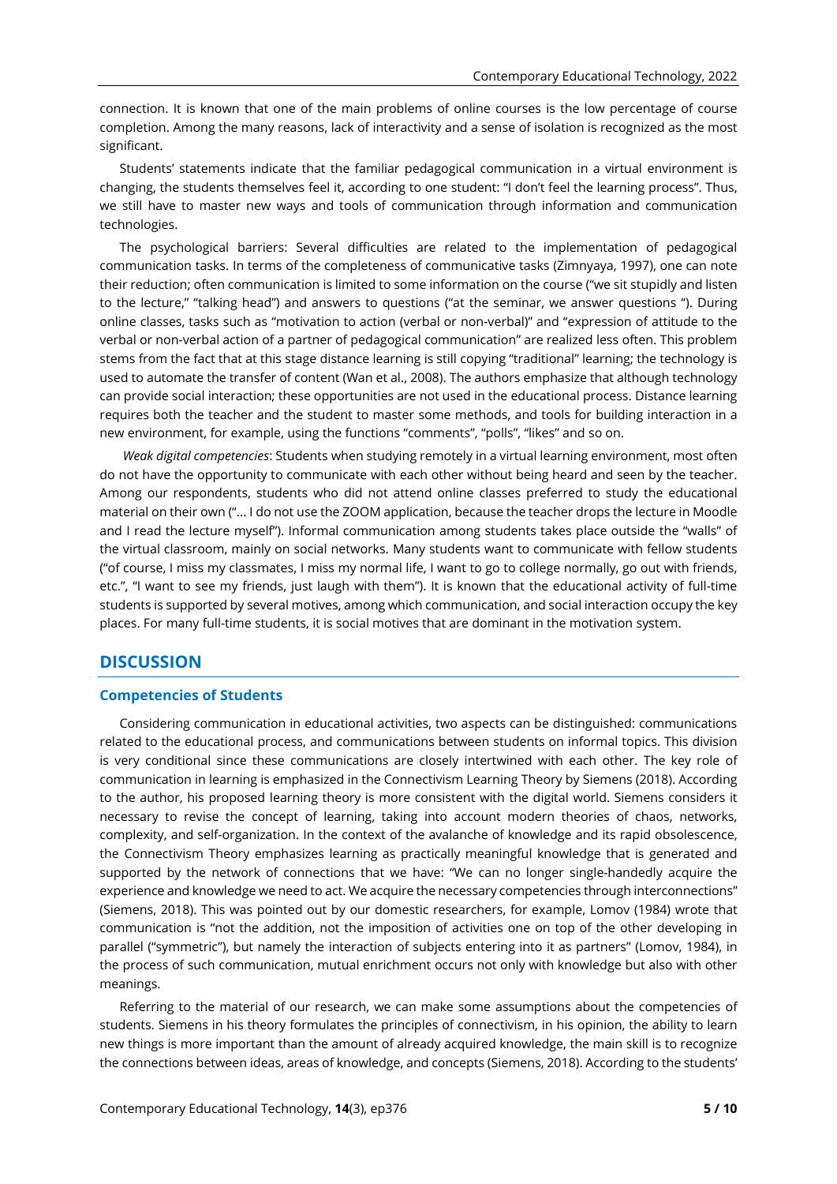connection. It is known that one of the main problems of online courses is the low percentage of course completion. Among the many reasons, lack of interactivity and a sense of isolation is recognized as the most significant.

Students' statements indicate that the familiar pedagogical communication in a virtual environment is changing, the students themselves feel it, according to one student: "I don't feel the learning process". Thus, we still have to master new ways and tools of communication through information and communication technologies.

The psychological barriers: Several difficulties are related to the implementation of pedagogical communication tasks. In terms of the completeness of communicative tasks (Zimnyaya, 1997), one can note their reduction; often communication is limited to some information on the course ("we sit stupidly and listen to the lecture," "talking head") and answers to questions ("at the seminar, we answer questions "). During online classes, tasks such as "motivation to action (verbal or non-verbal)" and "expression of attitude to the verbal or non-verbal action of a partner of pedagogical communication" are realized less often. This problem stems from the fact that at this stage distance learning is still copying "traditional" learning; the technology is used to automate the transfer of content (Wan et al., 2008). The authors emphasize that although technology can provide social interaction; these opportunities are not used in the educational process. Distance learning requires both the teacher and the student to master some methods, and tools for building interaction in a new environment, for example, using the functions "comments", "polls", "likes" and so on.

*Weak digital competencies*: Students when studying remotely in a virtual learning environment, most often do not have the opportunity to communicate with each other without being heard and seen by the teacher. Among our respondents, students who did not attend online classes preferred to study the educational material on their own ("... I do not use the ZOOM application, because the teacher drops the lecture in Moodle and I read the lecture myself"). Informal communication among students takes place outside the "walls" of the virtual classroom, mainly on social networks. Many students want to communicate with fellow students ("of course, I miss my classmates, I miss my normal life, I want to go to college normally, go out with friends, etc.", "I want to see my friends, just laugh with them"). It is known that the educational activity of full-time students is supported by several motives, among which communication, and social interaction occupy the key places. For many full-time students, it is social motives that are dominant in the motivation system.

## DISCUSSION

### Competencies of Students

Considering communication in educational activities, two aspects can be distinguished: communications related to the educational process, and communications between students on informal topics. This division is very conditional since these communications are closely intertwined with each other. The key role of communication in learning is emphasized in the Connectivism Learning Theory by Siemens (2018). According to the author, his proposed learning theory is more consistent with the digital world. Siemens considers it necessary to revise the concept of learning, taking into account modern theories of chaos, networks, complexity, and self-organization. In the context of the avalanche of knowledge and its rapid obsolescence, the Connectivism Theory emphasizes learning as practically meaningful knowledge that is generated and supported by the network of connections that we have: "We can no longer single-handedly acquire the experience and knowledge we need to act. We acquire the necessary competencies through interconnections" (Siemens, 2018). This was pointed out by our domestic researchers, for example, Lomov (1984) wrote that communication is "not the addition, not the imposition of activities one on top of the other developing in parallel ("symmetric"), but namely the interaction of subjects entering into it as partners" (Lomov, 1984), in the process of such communication, mutual enrichment occurs not only with knowledge but also with other meanings.

Referring to the material of our research, we can make some assumptions about the competencies of students. Siemens in his theory formulates the principles of connectivism, in his opinion, the ability to learn new things is more important than the amount of already acquired knowledge, the main skill is to recognize the connections between ideas, areas of knowledge, and concepts (Siemens, 2018). According to the students'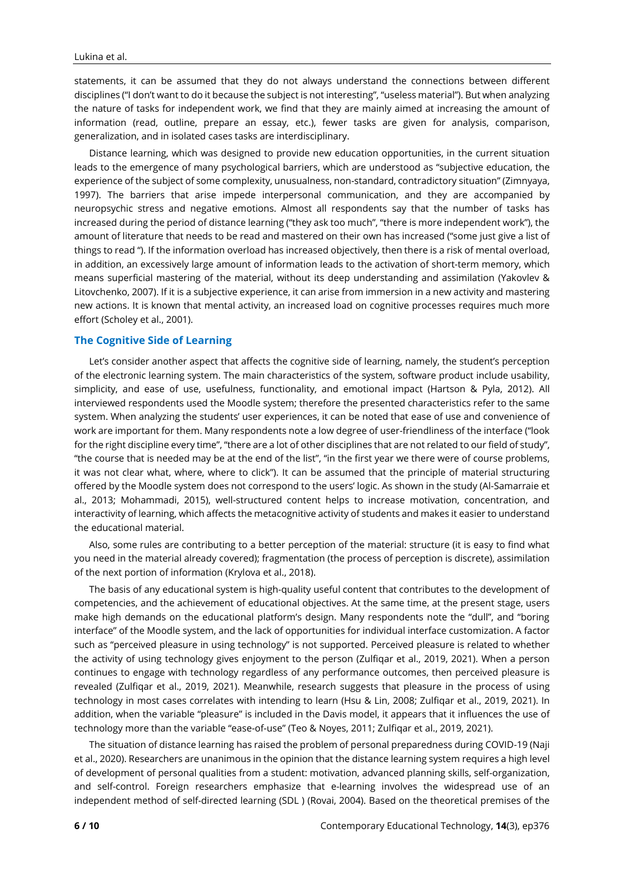statements, it can be assumed that they do not always understand the connections between different disciplines ("I don't want to do it because the subject is not interesting", "useless material"). But when analyzing the nature of tasks for independent work, we find that they are mainly aimed at increasing the amount of information (read, outline, prepare an essay, etc.), fewer tasks are given for analysis, comparison, generalization, and in isolated cases tasks are interdisciplinary.

Distance learning, which was designed to provide new education opportunities, in the current situation leads to the emergence of many psychological barriers, which are understood as "subjective education, the experience of the subject of some complexity, unusualness, non-standard, contradictory situation" (Zimnyaya, 1997). The barriers that arise impede interpersonal communication, and they are accompanied by neuropsychic stress and negative emotions. Almost all respondents say that the number of tasks has increased during the period of distance learning ("they ask too much", "there is more independent work"), the amount of literature that needs to be read and mastered on their own has increased ("some just give a list of things to read "). If the information overload has increased objectively, then there is a risk of mental overload, in addition, an excessively large amount of information leads to the activation of short-term memory, which means superficial mastering of the material, without its deep understanding and assimilation (Yakovlev & Litovchenko, 2007). If it is a subjective experience, it can arise from immersion in a new activity and mastering new actions. It is known that mental activity, an increased load on cognitive processes requires much more effort (Scholey et al., 2001).

## The Cognitive Side of Learning

Let's consider another aspect that affects the cognitive side of learning, namely, the student's perception of the electronic learning system. The main characteristics of the system, software product include usability, simplicity, and ease of use, usefulness, functionality, and emotional impact (Hartson & Pyla, 2012). All interviewed respondents used the Moodle system; therefore the presented characteristics refer to the same system. When analyzing the students' user experiences, it can be noted that ease of use and convenience of work are important for them. Many respondents note a low degree of user-friendliness of the interface ("look for the right discipline every time", "there are a lot of other disciplines that are not related to our field of study", "the course that is needed may be at the end of the list", "in the first year we there were of course problems, it was not clear what, where, where to click"). It can be assumed that the principle of material structuring offered by the Moodle system does not correspond to the users' logic. As shown in the study (Al-Samarraie et al., 2013; Mohammadi, 2015), well-structured content helps to increase motivation, concentration, and interactivity of learning, which affects the metacognitive activity of students and makes it easier to understand the educational material.

Also, some rules are contributing to a better perception of the material: structure (it is easy to find what you need in the material already covered); fragmentation (the process of perception is discrete), assimilation of the next portion of information (Krylova et al., 2018).

The basis of any educational system is high-quality useful content that contributes to the development of competencies, and the achievement of educational objectives. At the same time, at the present stage, users make high demands on the educational platform's design. Many respondents note the "dull", and "boring interface" of the Moodle system, and the lack of opportunities for individual interface customization. A factor such as "perceived pleasure in using technology" is not supported. Perceived pleasure is related to whether the activity of using technology gives enjoyment to the person (Zulfiqar et al., 2019, 2021). When a person continues to engage with technology regardless of any performance outcomes, then perceived pleasure is revealed (Zulfiqar et al., 2019, 2021). Meanwhile, research suggests that pleasure in the process of using technology in most cases correlates with intending to learn (Hsu & Lin, 2008; Zulfiqar et al., 2019, 2021). In addition, when the variable "pleasure" is included in the Davis model, it appears that it influences the use of technology more than the variable "ease-of-use" (Teo & Noyes, 2011; Zulfiqar et al., 2019, 2021).

The situation of distance learning has raised the problem of personal preparedness during COVID-19 (Naji et al., 2020). Researchers are unanimous in the opinion that the distance learning system requires a high level of development of personal qualities from a student: motivation, advanced planning skills, self-organization, and self-control. Foreign researchers emphasize that e-learning involves the widespread use of an independent method of self-directed learning (SDL ) (Rovai, 2004). Based on the theoretical premises of the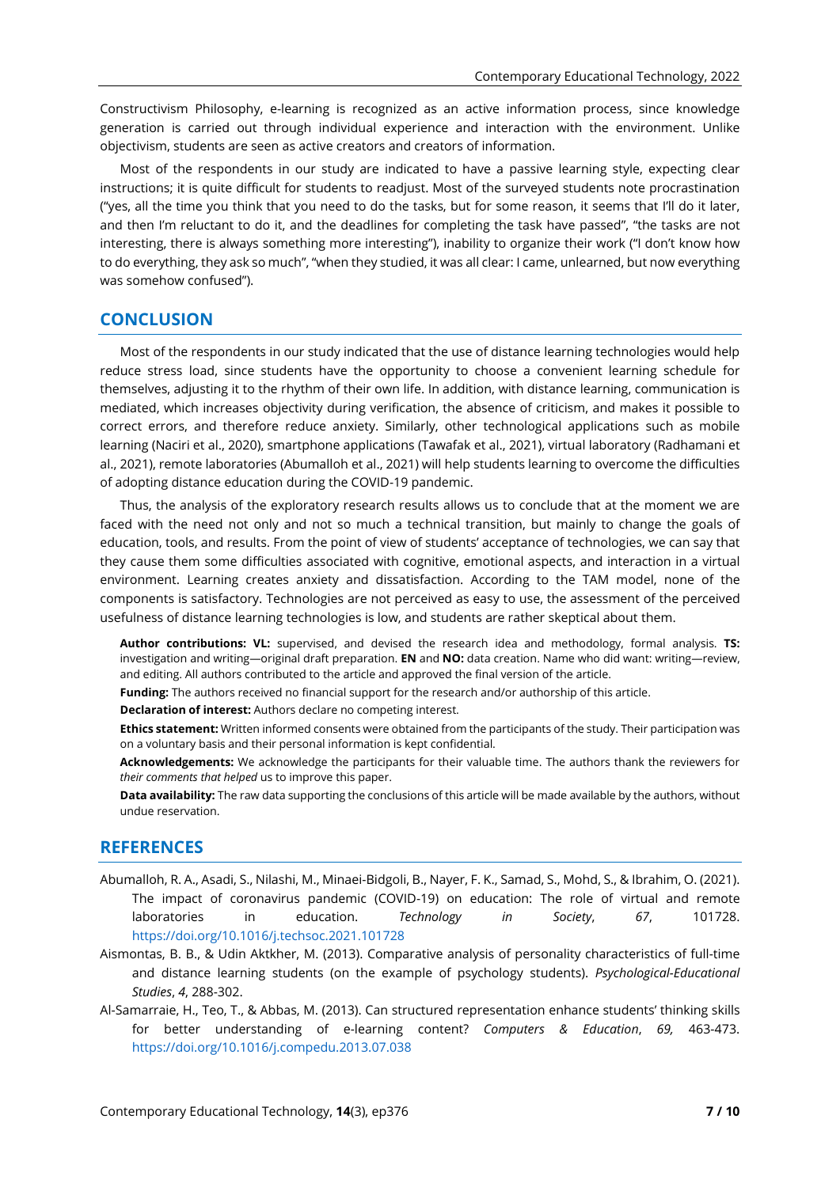Constructivism Philosophy, e-learning is recognized as an active information process, since knowledge generation is carried out through individual experience and interaction with the environment. Unlike objectivism, students are seen as active creators and creators of information.

Most of the respondents in our study are indicated to have a passive learning style, expecting clear instructions; it is quite difficult for students to readjust. Most of the surveyed students note procrastination ("yes, all the time you think that you need to do the tasks, but for some reason, it seems that I'll do it later, and then I'm reluctant to do it, and the deadlines for completing the task have passed", "the tasks are not interesting, there is always something more interesting"), inability to organize their work ("I don't know how to do everything, they ask so much", "when they studied, it was all clear: I came, unlearned, but now everything was somehow confused").

## CONCLUSION

Most of the respondents in our study indicated that the use of distance learning technologies would help reduce stress load, since students have the opportunity to choose a convenient learning schedule for themselves, adjusting it to the rhythm of their own life. In addition, with distance learning, communication is mediated, which increases objectivity during verification, the absence of criticism, and makes it possible to correct errors, and therefore reduce anxiety. Similarly, other technological applications such as mobile learning (Naciri et al., 2020), smartphone applications (Tawafak et al., 2021), virtual laboratory (Radhamani et al., 2021), remote laboratories (Abumalloh et al., 2021) will help students learning to overcome the difficulties of adopting distance education during the COVID-19 pandemic.

Thus, the analysis of the exploratory research results allows us to conclude that at the moment we are faced with the need not only and not so much a technical transition, but mainly to change the goals of education, tools, and results. From the point of view of students' acceptance of technologies, we can say that they cause them some difficulties associated with cognitive, emotional aspects, and interaction in a virtual environment. Learning creates anxiety and dissatisfaction. According to the TAM model, none of the components is satisfactory. Technologies are not perceived as easy to use, the assessment of the perceived usefulness of distance learning technologies is low, and students are rather skeptical about them.

**Author contributions: VL:** supervised, and devised the research idea and methodology, formal analysis. **TS:** investigation and writing—original draft preparation. **EN** and **NO:** data creation. Name who did want: writing—review, and editing. All authors contributed to the article and approved the final version of the article.

**Funding:** The authors received no financial support for the research and/or authorship of this article.

**Declaration of interest:** Authors declare no competing interest.

**Ethics statement:** Written informed consents were obtained from the participants of the study. Their participation was on a voluntary basis and their personal information is kept confidential.

**Acknowledgements:** We acknowledge the participants for their valuable time. The authors thank the reviewers for *their comments that helped* us to improve this paper.

**Data availability:** The raw data supporting the conclusions of this article will be made available by the authors, without undue reservation.

## REFERENCES

Abumalloh, R. A., Asadi, S., Nilashi, M., Minaei-Bidgoli, B., Nayer, F. K., Samad, S., Mohd, S., & Ibrahim, O. (2021). The impact of coronavirus pandemic (COVID-19) on education: The role of virtual and remote laboratories in education. *Technology in Society*, *67*, 101728. https://doi.org/10.1016/j.techsoc.2021.101728

Aismontas, B. B., & Udin Aktkher, M. (2013). Comparative analysis of personality characteristics of full-time and distance learning students (on the example of psychology students). *Psychological-Educational Studies*, *4*, 288-302.

Al-Samarraie, H., Teo, T., & Abbas, M. (2013). Can structured representation enhance students' thinking skills for better understanding of e-learning content? *Computers & Education*, *69,* 463-473. https://doi.org/10.1016/j.compedu.2013.07.038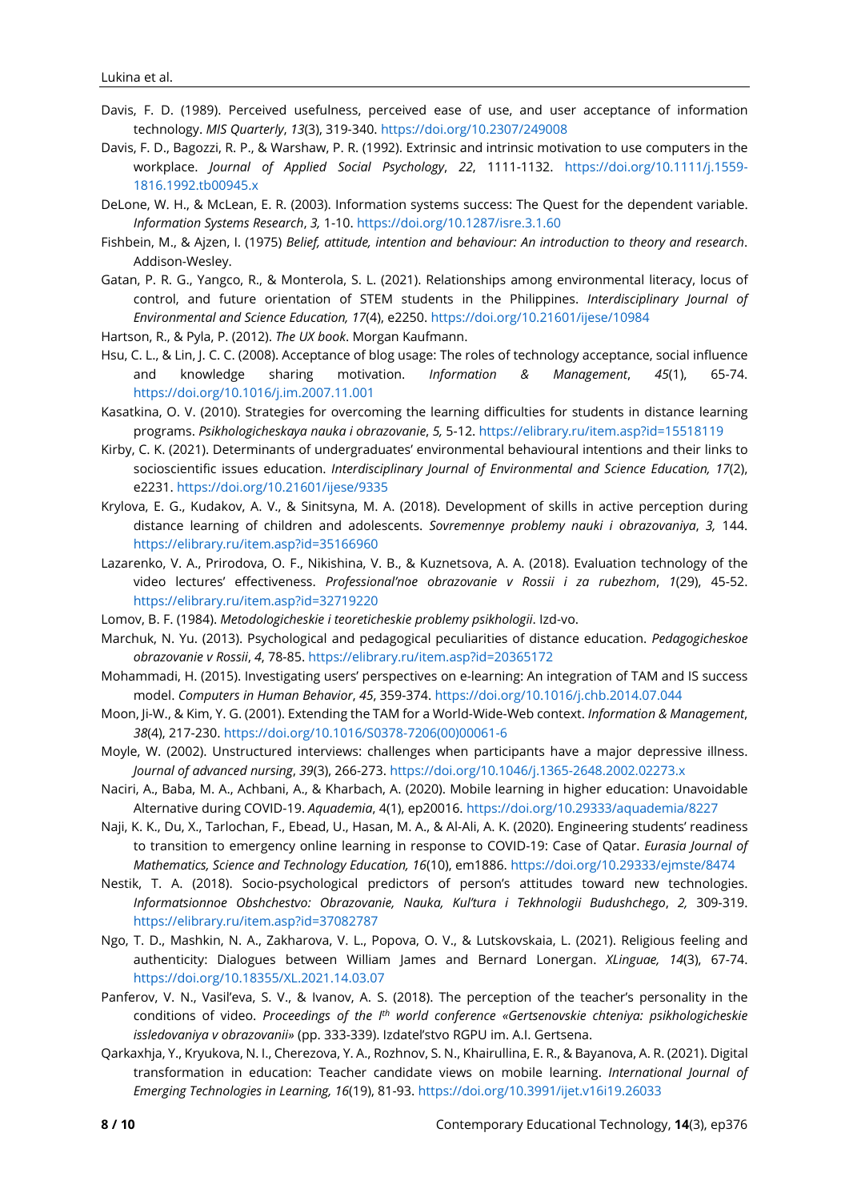Davis, F. D. (1989). Perceived usefulness, perceived ease of use, and user acceptance of information technology. *MIS Quarterly*, *13*(3), 319-340. https://doi.org/10.2307/249008

Davis, F. D., Bagozzi, R. P., & Warshaw, P. R. (1992). Extrinsic and intrinsic motivation to use computers in the workplace. *Journal of Applied Social Psychology*, *22*, 1111-1132. https://doi.org/10.1111/j.1559-1816.1992.tb00945.x

DeLone, W. H., & McLean, E. R. (2003). Information systems success: The Quest for the dependent variable. *Information Systems Research*, *3,* 1-10. https://doi.org/10.1287/isre.3.1.60

Fishbein, M., & Ajzen, I. (1975) *Belief, attitude, intention and behaviour: An introduction to theory and research*. Addison-Wesley.

Gatan, P. R. G., Yangco, R., & Monterola, S. L. (2021). Relationships among environmental literacy, locus of control, and future orientation of STEM students in the Philippines. *Interdisciplinary Journal of Environmental and Science Education, 17*(4), e2250. https://doi.org/10.21601/ijese/10984

Hartson, R., & Pyla, P. (2012). *The UX book*. Morgan Kaufmann.

Hsu, C. L., & Lin, J. C. C. (2008). Acceptance of blog usage: The roles of technology acceptance, social influence and knowledge sharing motivation. *Information & Management*, *45*(1), 65-74. https://doi.org/10.1016/j.im.2007.11.001

Kasatkina, O. V. (2010). Strategies for overcoming the learning difficulties for students in distance learning programs. *Psikhologicheskaya nauka i obrazovanie*, *5,* 5-12. https://elibrary.ru/item.asp?id=15518119

Kirby, C. K. (2021). Determinants of undergraduates' environmental behavioural intentions and their links to socioscientific issues education. *Interdisciplinary Journal of Environmental and Science Education, 17*(2), e2231. https://doi.org/10.21601/ijese/9335

Krylova, E. G., Kudakov, A. V., & Sinitsyna, M. A. (2018). Development of skills in active perception during distance learning of children and adolescents. *Sovremennye problemy nauki i obrazovaniya*, *3,* 144. https://elibrary.ru/item.asp?id=35166960

Lazarenko, V. A., Prirodova, O. F., Nikishina, V. B., & Kuznetsova, A. A. (2018). Evaluation technology of the video lectures' effectiveness. *Professional'noe obrazovanie v Rossii i za rubezhom*, *1*(29), 45-52. https://elibrary.ru/item.asp?id=32719220

Lomov, B. F. (1984). *Metodologicheskie i teoreticheskie problemy psikhologii*. Izd-vo.

Marchuk, N. Yu. (2013). Psychological and pedagogical peculiarities of distance education. *Pedagogicheskoe obrazovanie v Rossii*, *4*, 78-85. https://elibrary.ru/item.asp?id=20365172

Mohammadi, H. (2015). Investigating users' perspectives on e-learning: An integration of TAM and IS success model. *Computers in Human Behavior*, *45*, 359-374. https://doi.org/10.1016/j.chb.2014.07.044

Moon, Ji-W., & Kim, Y. G. (2001). Extending the TAM for a World-Wide-Web context. *Information & Management*, *38*(4), 217-230. https://doi.org/10.1016/S0378-7206(00)00061-6

Moyle, W. (2002). Unstructured interviews: challenges when participants have a major depressive illness. *Journal of advanced nursing*, *39*(3), 266-273. https://doi.org/10.1046/j.1365-2648.2002.02273.x

Naciri, A., Baba, M. A., Achbani, A., & Kharbach, A. (2020). Mobile learning in higher education: Unavoidable Alternative during COVID-19. *Aquademia*, 4(1), ep20016. https://doi.org/10.29333/aquademia/8227

Naji, K. K., Du, X., Tarlochan, F., Ebead, U., Hasan, M. A., & Al-Ali, A. K. (2020). Engineering students' readiness to transition to emergency online learning in response to COVID-19: Case of Qatar. *Eurasia Journal of Mathematics, Science and Technology Education, 16*(10), em1886. https://doi.org/10.29333/ejmste/8474

Nestik, T. A. (2018). Socio-psychological predictors of person's attitudes toward new technologies. *Informatsionnoe Obshchestvo: Obrazovanie, Nauka, Kul'tura i Tekhnologii Budushchego*, *2,* 309-319. https://elibrary.ru/item.asp?id=37082787

Ngo, T. D., Mashkin, N. A., Zakharova, V. L., Popova, O. V., & Lutskovskaia, L. (2021). Religious feeling and authenticity: Dialogues between William James and Bernard Lonergan. *XLinguae, 14*(3), 67-74. https://doi.org/10.18355/XL.2021.14.03.07

Panferov, V. N., Vasil'eva, S. V., & Ivanov, A. S. (2018). The perception of the teacher's personality in the conditions of video. *Proceedings of the Ith world conference «Gertsenovskie chteniya: psikhologicheskie issledovaniya v obrazovanii»* (pp. 333-339). Izdatel'stvo RGPU im. A.I. Gertsena.

Qarkaxhja, Y., Kryukova, N. I., Cherezova, Y. A., Rozhnov, S. N., Khairullina, E. R., & Bayanova, A. R. (2021). Digital transformation in education: Teacher candidate views on mobile learning. *International Journal of Emerging Technologies in Learning, 16*(19), 81-93. https://doi.org/10.3991/ijet.v16i19.26033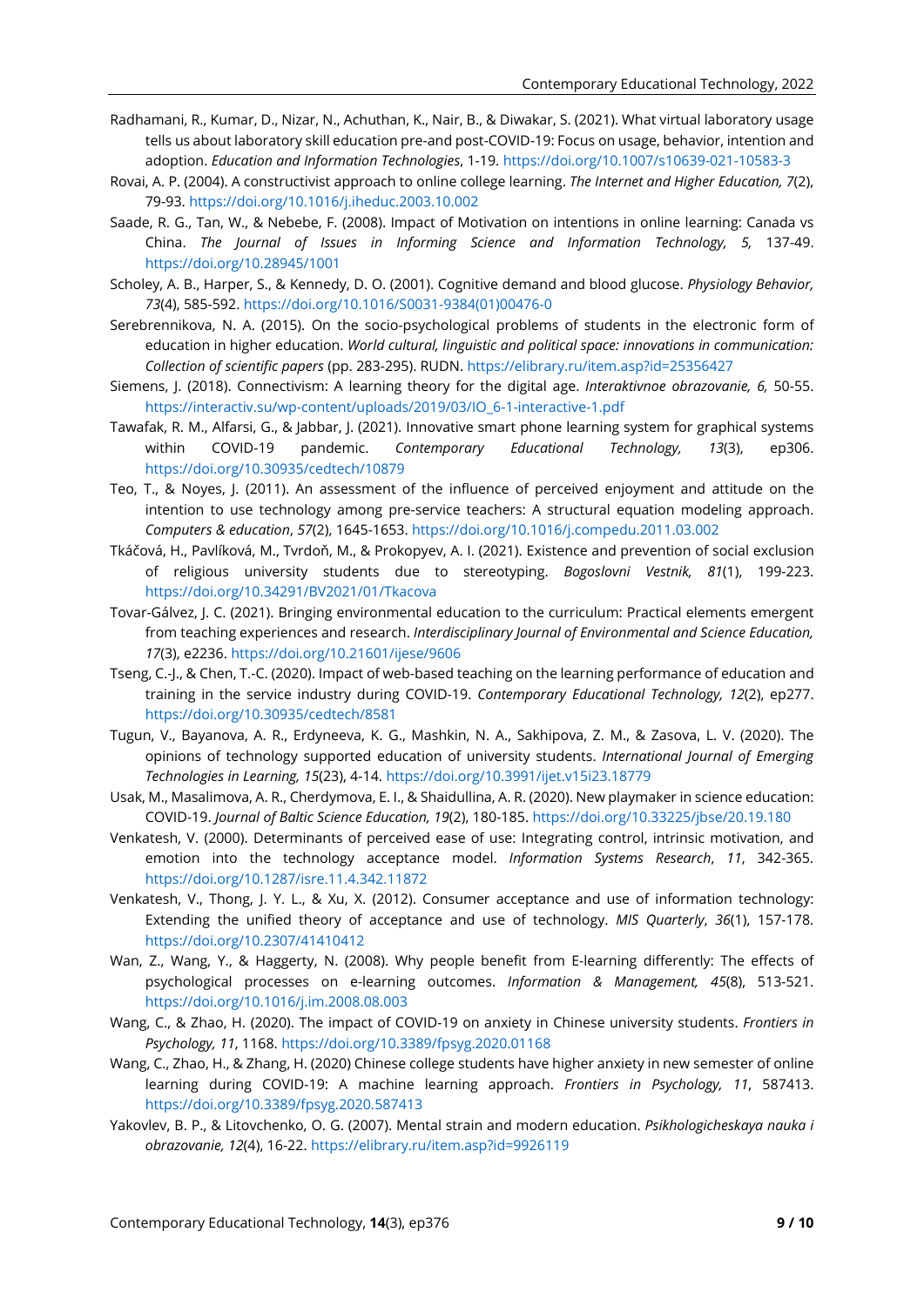Radhamani, R., Kumar, D., Nizar, N., Achuthan, K., Nair, B., & Diwakar, S. (2021). What virtual laboratory usage tells us about laboratory skill education pre-and post-COVID-19: Focus on usage, behavior, intention and adoption. *Education and Information Technologies*, 1-19. https://doi.org/10.1007/s10639-021-10583-3

Rovai, A. P. (2004). A constructivist approach to online college learning. *The Internet and Higher Education, 7*(2), 79-93. https://doi.org/10.1016/j.iheduc.2003.10.002

Saade, R. G., Tan, W., & Nebebe, F. (2008). Impact of Motivation on intentions in online learning: Canada vs China. *The Journal of Issues in Informing Science and Information Technology, 5,* 137-49. https://doi.org/10.28945/1001

Scholey, A. B., Harper, S., & Kennedy, D. O. (2001). Cognitive demand and blood glucose. *Physiology Behavior, 73*(4), 585-592. https://doi.org/10.1016/S0031-9384(01)00476-0

Serebrennikova, N. A. (2015). On the socio-psychological problems of students in the electronic form of education in higher education. *World cultural, linguistic and political space: innovations in communication: Collection of scientific papers* (pp. 283-295). RUDN. https://elibrary.ru/item.asp?id=25356427

Siemens, J. (2018). Connectivism: A learning theory for the digital age. *Interaktivnoe obrazovanie, 6,* 50-55. https://interactiv.su/wp-content/uploads/2019/03/IO_6-1-interactive-1.pdf

Tawafak, R. M., Alfarsi, G., & Jabbar, J. (2021). Innovative smart phone learning system for graphical systems within COVID-19 pandemic. *Contemporary Educational Technology, 13*(3), ep306. https://doi.org/10.30935/cedtech/10879

Teo, T., & Noyes, J. (2011). An assessment of the influence of perceived enjoyment and attitude on the intention to use technology among pre-service teachers: A structural equation modeling approach. *Computers & education*, *57*(2), 1645-1653. https://doi.org/10.1016/j.compedu.2011.03.002

Tkáčová, H., Pavlíková, M., Tvrdoň, M., & Prokopyev, A. I. (2021). Existence and prevention of social exclusion of religious university students due to stereotyping. *Bogoslovni Vestnik, 81*(1), 199-223. https://doi.org/10.34291/BV2021/01/Tkacova

Tovar-Gálvez, J. C. (2021). Bringing environmental education to the curriculum: Practical elements emergent from teaching experiences and research. *Interdisciplinary Journal of Environmental and Science Education, 17*(3), e2236. https://doi.org/10.21601/ijese/9606

Tseng, C.-J., & Chen, T.-C. (2020). Impact of web-based teaching on the learning performance of education and training in the service industry during COVID-19. *Contemporary Educational Technology, 12*(2), ep277. https://doi.org/10.30935/cedtech/8581

Tugun, V., Bayanova, A. R., Erdyneeva, K. G., Mashkin, N. A., Sakhipova, Z. M., & Zasova, L. V. (2020). The opinions of technology supported education of university students. *International Journal of Emerging Technologies in Learning, 15*(23), 4-14. https://doi.org/10.3991/ijet.v15i23.18779

Usak, M., Masalimova, A. R., Cherdymova, E. I., & Shaidullina, A. R. (2020). New playmaker in science education: COVID-19. *Journal of Baltic Science Education, 19*(2), 180-185. https://doi.org/10.33225/jbse/20.19.180

Venkatesh, V. (2000). Determinants of perceived ease of use: Integrating control, intrinsic motivation, and emotion into the technology acceptance model. *Information Systems Research*, *11*, 342-365. https://doi.org/10.1287/isre.11.4.342.11872

Venkatesh, V., Thong, J. Y. L., & Xu, X. (2012). Consumer acceptance and use of information technology: Extending the unified theory of acceptance and use of technology. *MIS Quarterly*, *36*(1), 157-178. https://doi.org/10.2307/41410412

Wan, Z., Wang, Y., & Haggerty, N. (2008). Why people benefit from E-learning differently: The effects of psychological processes on e-learning outcomes. *Information & Management, 45*(8), 513-521. https://doi.org/10.1016/j.im.2008.08.003

Wang, C., & Zhao, H. (2020). The impact of COVID-19 on anxiety in Chinese university students. *Frontiers in Psychology, 11*, 1168. https://doi.org/10.3389/fpsyg.2020.01168

Wang, C., Zhao, H., & Zhang, H. (2020) Chinese college students have higher anxiety in new semester of online learning during COVID-19: A machine learning approach. *Frontiers in Psychology, 11*, 587413. https://doi.org/10.3389/fpsyg.2020.587413

Yakovlev, B. P., & Litovchenko, O. G. (2007). Mental strain and modern education. *Psikhologicheskaya nauka i obrazovanie, 12*(4), 16-22. https://elibrary.ru/item.asp?id=9926119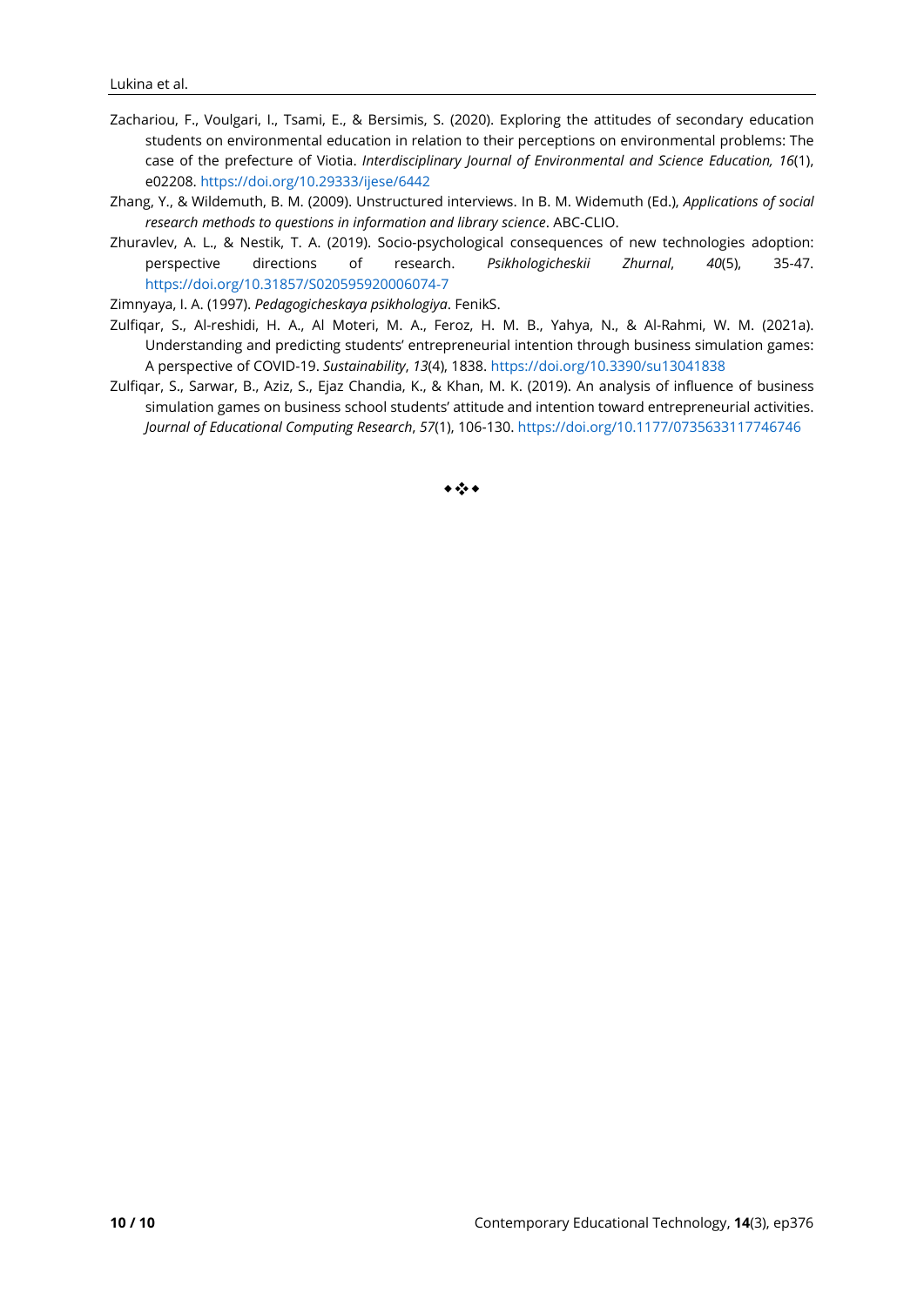Zachariou, F., Voulgari, I., Tsami, E., & Bersimis, S. (2020). Exploring the attitudes of secondary education students on environmental education in relation to their perceptions on environmental problems: The case of the prefecture of Viotia. *Interdisciplinary Journal of Environmental and Science Education, 16*(1), e02208. https://doi.org/10.29333/ijese/6442

Zhang, Y., & Wildemuth, B. M. (2009). Unstructured interviews. In B. M. Widemuth (Ed.), *Applications of social research methods to questions in information and library science*. ABC-CLIO.

Zhuravlev, A. L., & Nestik, T. A. (2019). Socio-psychological consequences of new technologies adoption: perspective directions of research. *Psikhologicheskii Zhurnal*, *40*(5), 35-47. https://doi.org/10.31857/S020595920006074-7

Zimnyaya, I. A. (1997). *Pedagogicheskaya psikhologiya*. FenikS.

Zulfiqar, S., Al-reshidi, H. A., Al Moteri, M. A., Feroz, H. M. B., Yahya, N., & Al-Rahmi, W. M. (2021a). Understanding and predicting students' entrepreneurial intention through business simulation games: A perspective of COVID-19. *Sustainability*, *13*(4), 1838. https://doi.org/10.3390/su13041838

Zulfiqar, S., Sarwar, B., Aziz, S., Ejaz Chandia, K., & Khan, M. K. (2019). An analysis of influence of business simulation games on business school students' attitude and intention toward entrepreneurial activities. *Journal of Educational Computing Research*, *57*(1), 106-130. https://doi.org/10.1177/0735633117746746

◆❖◆